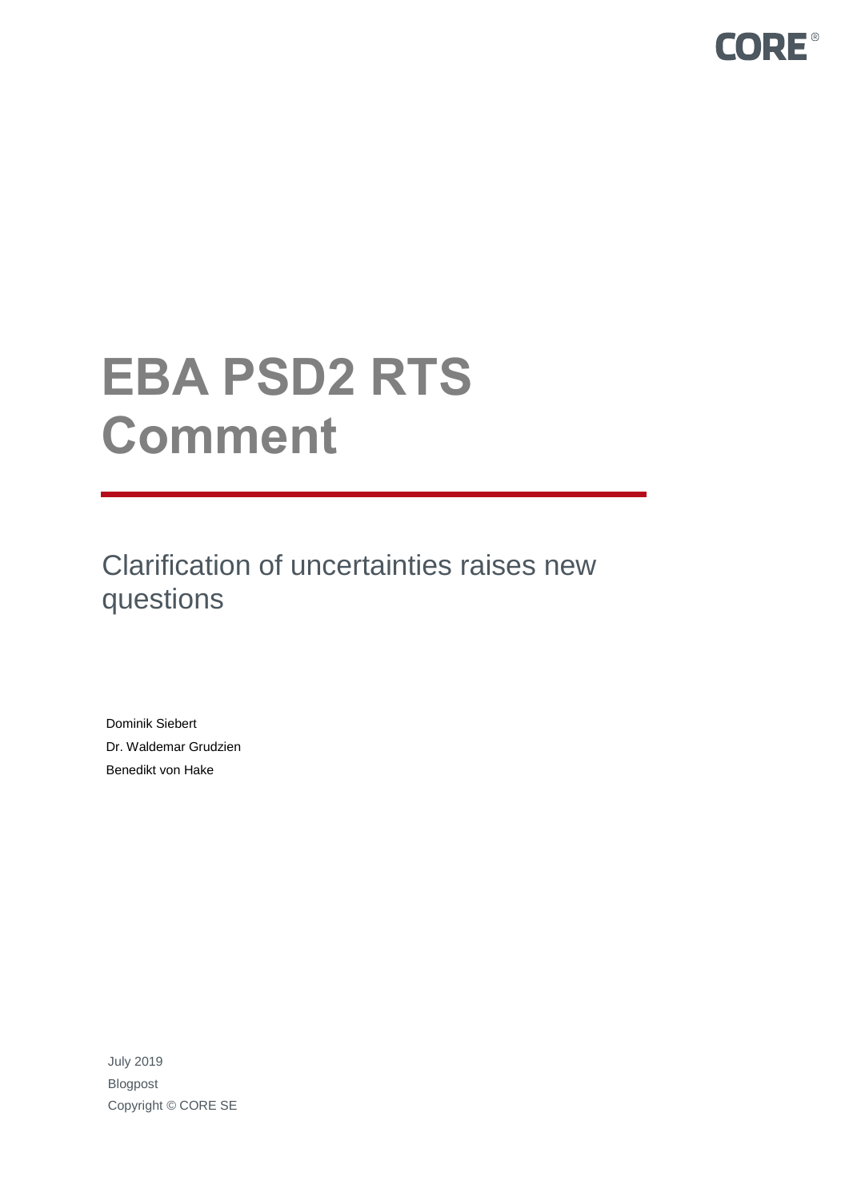CORE®

# EBA PSD2 RTS Comment

## Clarification of uncertainties raises new questions

Dominik Siebert
Dr. Waldemar Grudzien
Benedikt von Hake

July 2019
Blogpost
Copyright © CORE SE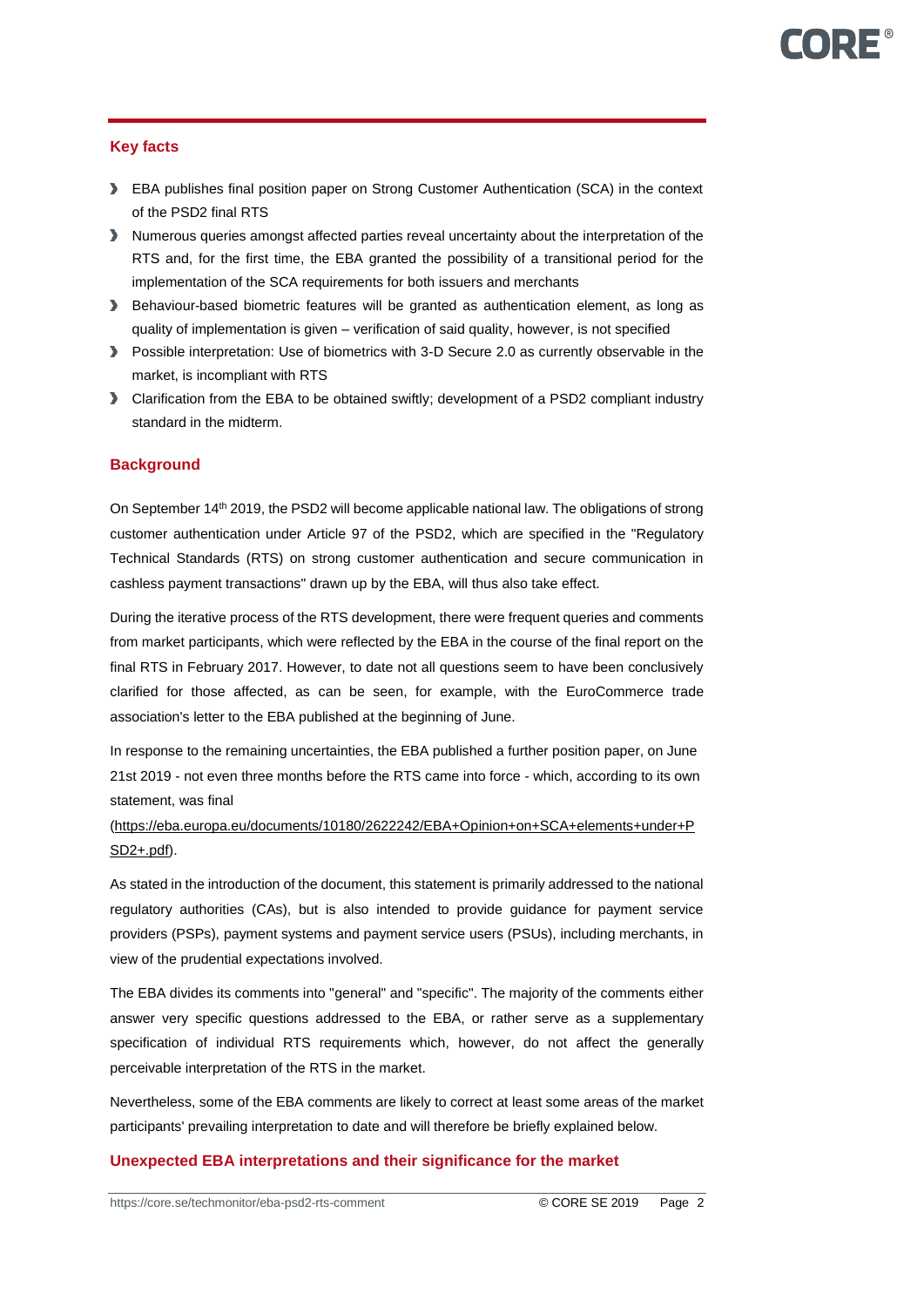## Key facts

- EBA publishes final position paper on Strong Customer Authentication (SCA) in the context of the PSD2 final RTS
- Numerous queries amongst affected parties reveal uncertainty about the interpretation of the RTS and, for the first time, the EBA granted the possibility of a transitional period for the implementation of the SCA requirements for both issuers and merchants
- Behaviour-based biometric features will be granted as authentication element, as long as quality of implementation is given – verification of said quality, however, is not specified
- Possible interpretation: Use of biometrics with 3-D Secure 2.0 as currently observable in the market, is incompliant with RTS
- Clarification from the EBA to be obtained swiftly; development of a PSD2 compliant industry standard in the midterm.

## Background

On September 14th 2019, the PSD2 will become applicable national law. The obligations of strong customer authentication under Article 97 of the PSD2, which are specified in the "Regulatory Technical Standards (RTS) on strong customer authentication and secure communication in cashless payment transactions" drawn up by the EBA, will thus also take effect.

During the iterative process of the RTS development, there were frequent queries and comments from market participants, which were reflected by the EBA in the course of the final report on the final RTS in February 2017. However, to date not all questions seem to have been conclusively clarified for those affected, as can be seen, for example, with the EuroCommerce trade association's letter to the EBA published at the beginning of June.

In response to the remaining uncertainties, the EBA published a further position paper, on June 21st 2019 - not even three months before the RTS came into force - which, according to its own statement, was final (https://eba.europa.eu/documents/10180/2622242/EBA+Opinion+on+SCA+elements+under+PSD2+.pdf).

As stated in the introduction of the document, this statement is primarily addressed to the national regulatory authorities (CAs), but is also intended to provide guidance for payment service providers (PSPs), payment systems and payment service users (PSUs), including merchants, in view of the prudential expectations involved.

The EBA divides its comments into "general" and "specific". The majority of the comments either answer very specific questions addressed to the EBA, or rather serve as a supplementary specification of individual RTS requirements which, however, do not affect the generally perceivable interpretation of the RTS in the market.

Nevertheless, some of the EBA comments are likely to correct at least some areas of the market participants' prevailing interpretation to date and will therefore be briefly explained below.

## Unexpected EBA interpretations and their significance for the market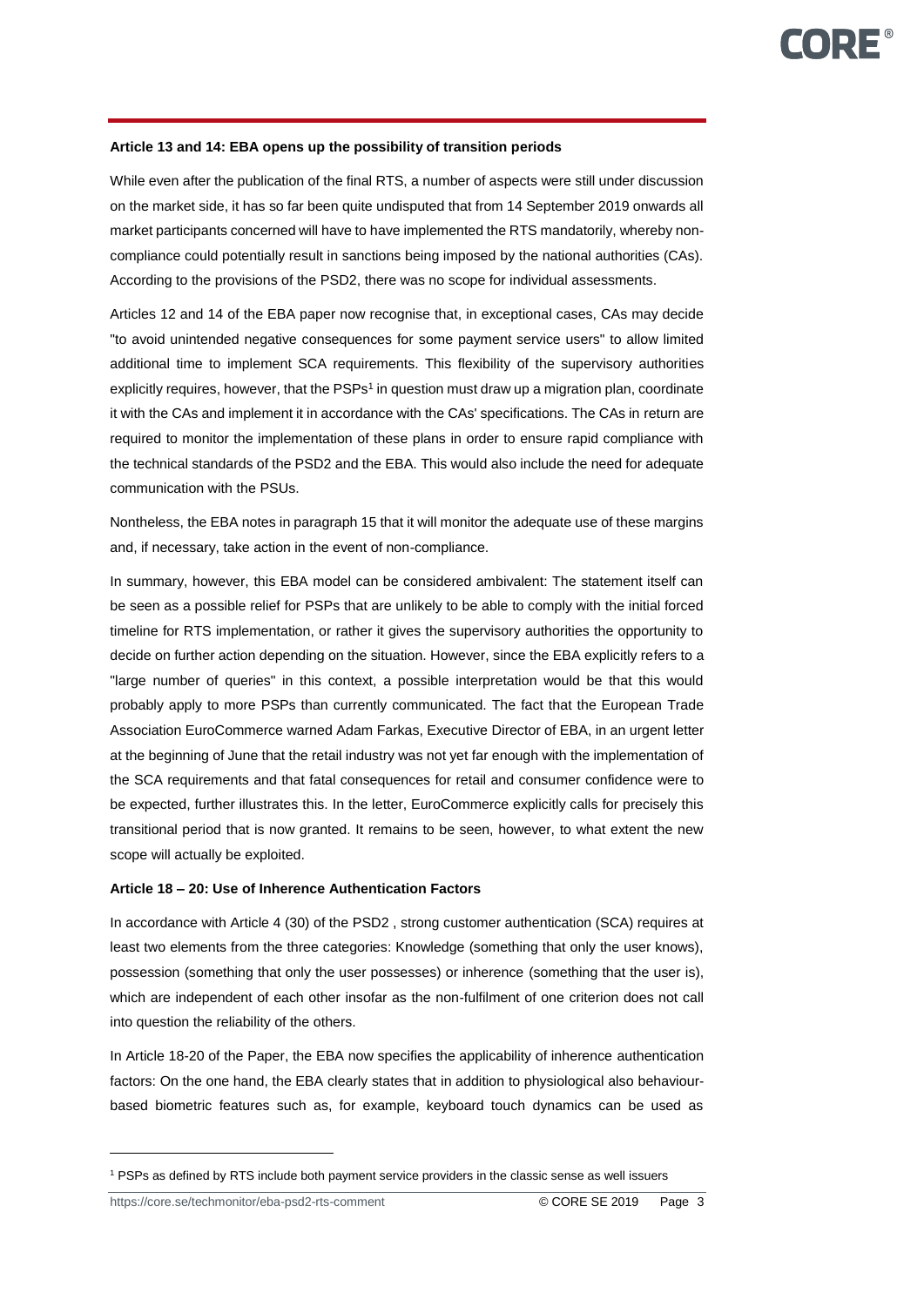**Article 13 and 14: EBA opens up the possibility of transition periods**

While even after the publication of the final RTS, a number of aspects were still under discussion on the market side, it has so far been quite undisputed that from 14 September 2019 onwards all market participants concerned will have to have implemented the RTS mandatorily, whereby non-compliance could potentially result in sanctions being imposed by the national authorities (CAs). According to the provisions of the PSD2, there was no scope for individual assessments.

Articles 12 and 14 of the EBA paper now recognise that, in exceptional cases, CAs may decide "to avoid unintended negative consequences for some payment service users" to allow limited additional time to implement SCA requirements. This flexibility of the supervisory authorities explicitly requires, however, that the PSPs[1] in question must draw up a migration plan, coordinate it with the CAs and implement it in accordance with the CAs' specifications. The CAs in return are required to monitor the implementation of these plans in order to ensure rapid compliance with the technical standards of the PSD2 and the EBA. This would also include the need for adequate communication with the PSUs.

Nontheless, the EBA notes in paragraph 15 that it will monitor the adequate use of these margins and, if necessary, take action in the event of non-compliance.

In summary, however, this EBA model can be considered ambivalent: The statement itself can be seen as a possible relief for PSPs that are unlikely to be able to comply with the initial forced timeline for RTS implementation, or rather it gives the supervisory authorities the opportunity to decide on further action depending on the situation. However, since the EBA explicitly refers to a "large number of queries" in this context, a possible interpretation would be that this would probably apply to more PSPs than currently communicated. The fact that the European Trade Association EuroCommerce warned Adam Farkas, Executive Director of EBA, in an urgent letter at the beginning of June that the retail industry was not yet far enough with the implementation of the SCA requirements and that fatal consequences for retail and consumer confidence were to be expected, further illustrates this. In the letter, EuroCommerce explicitly calls for precisely this transitional period that is now granted. It remains to be seen, however, to what extent the new scope will actually be exploited.

**Article 18 – 20: Use of Inherence Authentication Factors**

In accordance with Article 4 (30) of the PSD2 , strong customer authentication (SCA) requires at least two elements from the three categories: Knowledge (something that only the user knows), possession (something that only the user possesses) or inherence (something that the user is), which are independent of each other insofar as the non-fulfilment of one criterion does not call into question the reliability of the others.

In Article 18-20 of the Paper, the EBA now specifies the applicability of inherence authentication factors: On the one hand, the EBA clearly states that in addition to physiological also behaviour-based biometric features such as, for example, keyboard touch dynamics can be used as

[1] PSPs as defined by RTS include both payment service providers in the classic sense as well issuers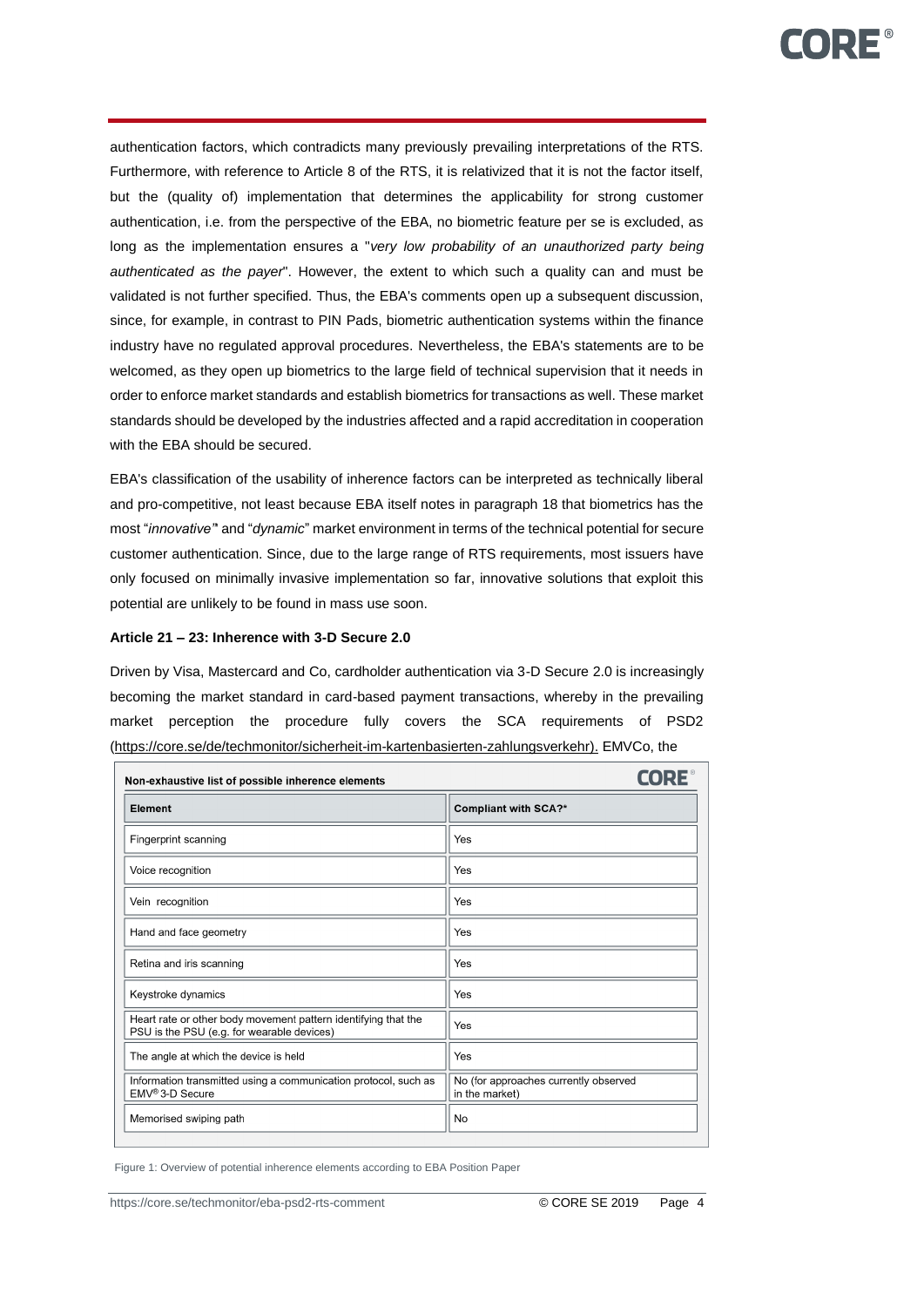authentication factors, which contradicts many previously prevailing interpretations of the RTS. Furthermore, with reference to Article 8 of the RTS, it is relativized that it is not the factor itself, but the (quality of) implementation that determines the applicability for strong customer authentication, i.e. from the perspective of the EBA, no biometric feature per se is excluded, as long as the implementation ensures a "*very low probability of an unauthorized party being authenticated as the payer*". However, the extent to which such a quality can and must be validated is not further specified. Thus, the EBA's comments open up a subsequent discussion, since, for example, in contrast to PIN Pads, biometric authentication systems within the finance industry have no regulated approval procedures. Nevertheless, the EBA's statements are to be welcomed, as they open up biometrics to the large field of technical supervision that it needs in order to enforce market standards and establish biometrics for transactions as well. These market standards should be developed by the industries affected and a rapid accreditation in cooperation with the EBA should be secured.

EBA's classification of the usability of inherence factors can be interpreted as technically liberal and pro-competitive, not least because EBA itself notes in paragraph 18 that biometrics has the most "*innovative*" and "*dynamic*" market environment in terms of the technical potential for secure customer authentication. Since, due to the large range of RTS requirements, most issuers have only focused on minimally invasive implementation so far, innovative solutions that exploit this potential are unlikely to be found in mass use soon.

**Article 21 – 23: Inherence with 3-D Secure 2.0**

Driven by Visa, Mastercard and Co, cardholder authentication via 3-D Secure 2.0 is increasingly becoming the market standard in card-based payment transactions, whereby in the prevailing market perception the procedure fully covers the SCA requirements of PSD2 (https://core.se/de/techmonitor/sicherheit-im-kartenbasierten-zahlungsverkehr). EMVCo, the

**Non-exhaustive list of possible inherence elements**

| Element | Compliant with SCA?* |
|---|---|
| Fingerprint scanning | Yes |
| Voice recognition | Yes |
| Vein recognition | Yes |
| Hand and face geometry | Yes |
| Retina and iris scanning | Yes |
| Keystroke dynamics | Yes |
| Heart rate or other body movement pattern identifying that the PSU is the PSU (e.g. for wearable devices) | Yes |
| The angle at which the device is held | Yes |
| Information transmitted using a communication protocol, such as EMV® 3-D Secure | No (for approaches currently observed in the market) |
| Memorised swiping path | No |

Figure 1: Overview of potential inherence elements according to EBA Position Paper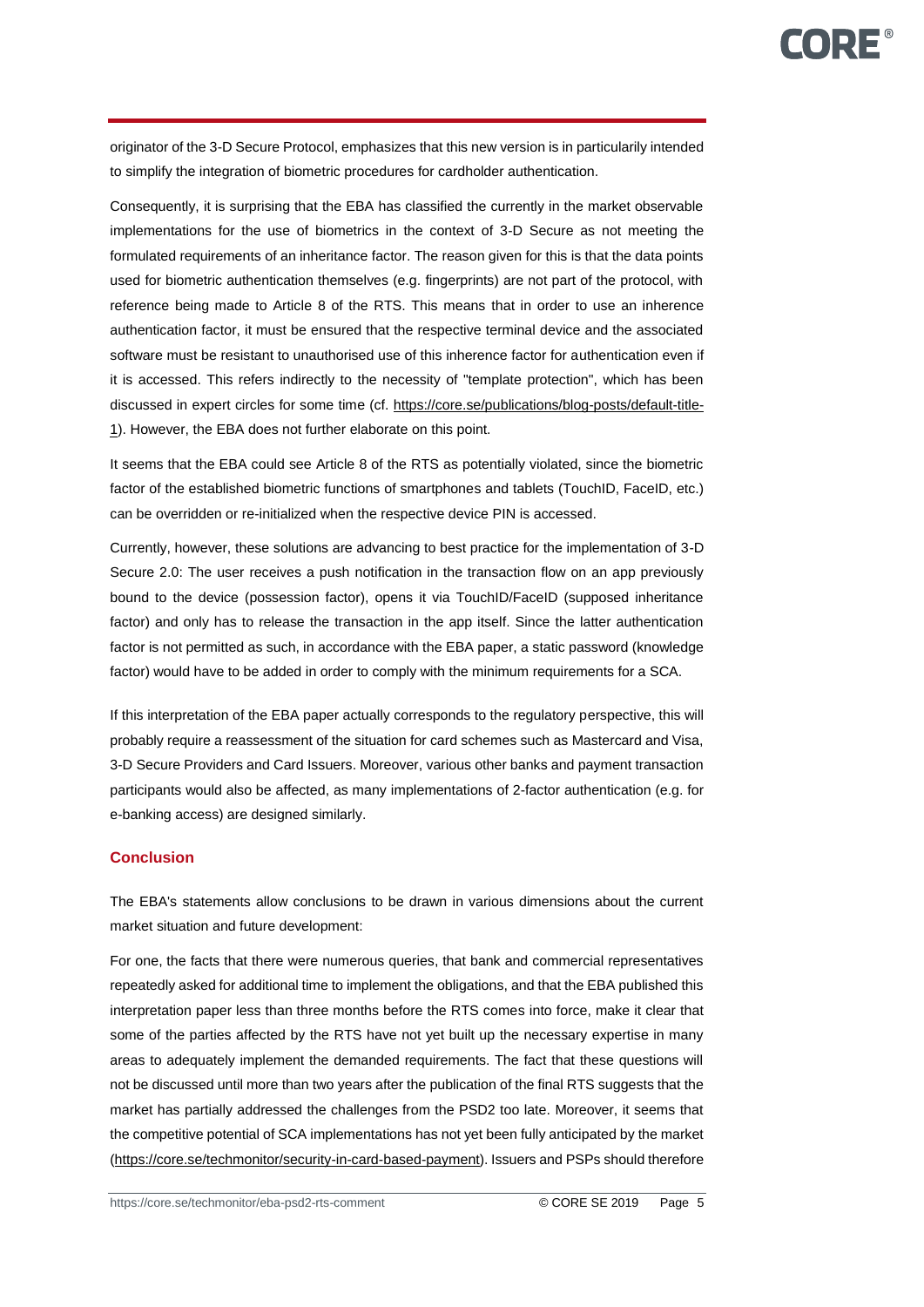originator of the 3-D Secure Protocol, emphasizes that this new version is in particularily intended to simplify the integration of biometric procedures for cardholder authentication.

Consequently, it is surprising that the EBA has classified the currently in the market observable implementations for the use of biometrics in the context of 3-D Secure as not meeting the formulated requirements of an inheritance factor. The reason given for this is that the data points used for biometric authentication themselves (e.g. fingerprints) are not part of the protocol, with reference being made to Article 8 of the RTS. This means that in order to use an inherence authentication factor, it must be ensured that the respective terminal device and the associated software must be resistant to unauthorised use of this inherence factor for authentication even if it is accessed. This refers indirectly to the necessity of "template protection", which has been discussed in expert circles for some time (cf. https://core.se/publications/blog-posts/default-title-1). However, the EBA does not further elaborate on this point.

It seems that the EBA could see Article 8 of the RTS as potentially violated, since the biometric factor of the established biometric functions of smartphones and tablets (TouchID, FaceID, etc.) can be overridden or re-initialized when the respective device PIN is accessed.

Currently, however, these solutions are advancing to best practice for the implementation of 3-D Secure 2.0: The user receives a push notification in the transaction flow on an app previously bound to the device (possession factor), opens it via TouchID/FaceID (supposed inheritance factor) and only has to release the transaction in the app itself. Since the latter authentication factor is not permitted as such, in accordance with the EBA paper, a static password (knowledge factor) would have to be added in order to comply with the minimum requirements for a SCA.

If this interpretation of the EBA paper actually corresponds to the regulatory perspective, this will probably require a reassessment of the situation for card schemes such as Mastercard and Visa, 3-D Secure Providers and Card Issuers. Moreover, various other banks and payment transaction participants would also be affected, as many implementations of 2-factor authentication (e.g. for e-banking access) are designed similarly.

## Conclusion

The EBA's statements allow conclusions to be drawn in various dimensions about the current market situation and future development:

For one, the facts that there were numerous queries, that bank and commercial representatives repeatedly asked for additional time to implement the obligations, and that the EBA published this interpretation paper less than three months before the RTS comes into force, make it clear that some of the parties affected by the RTS have not yet built up the necessary expertise in many areas to adequately implement the demanded requirements. The fact that these questions will not be discussed until more than two years after the publication of the final RTS suggests that the market has partially addressed the challenges from the PSD2 too late. Moreover, it seems that the competitive potential of SCA implementations has not yet been fully anticipated by the market (https://core.se/techmonitor/security-in-card-based-payment). Issuers and PSPs should therefore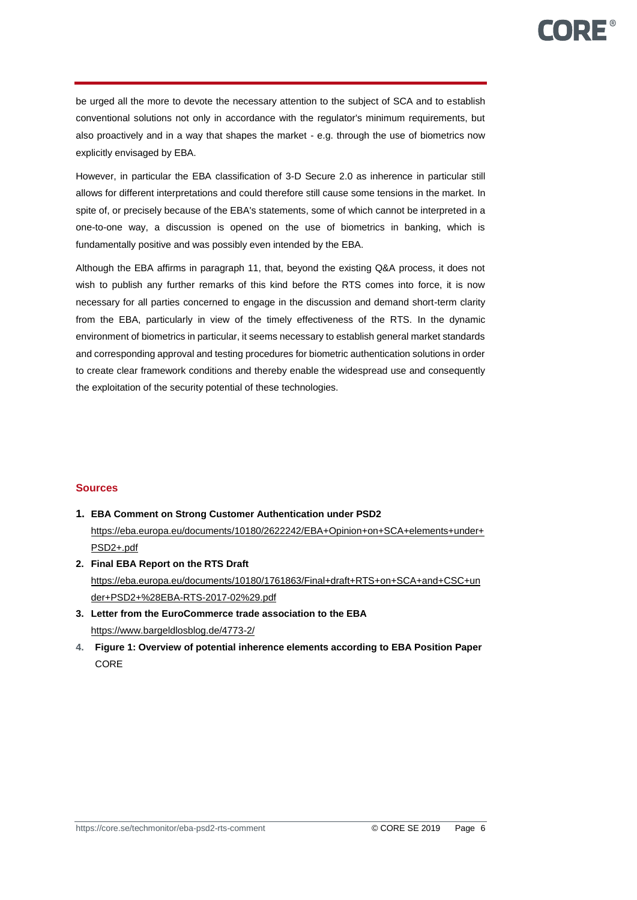be urged all the more to devote the necessary attention to the subject of SCA and to establish conventional solutions not only in accordance with the regulator's minimum requirements, but also proactively and in a way that shapes the market - e.g. through the use of biometrics now explicitly envisaged by EBA.

However, in particular the EBA classification of 3-D Secure 2.0 as inherence in particular still allows for different interpretations and could therefore still cause some tensions in the market. In spite of, or precisely because of the EBA's statements, some of which cannot be interpreted in a one-to-one way, a discussion is opened on the use of biometrics in banking, which is fundamentally positive and was possibly even intended by the EBA.

Although the EBA affirms in paragraph 11, that, beyond the existing Q&A process, it does not wish to publish any further remarks of this kind before the RTS comes into force, it is now necessary for all parties concerned to engage in the discussion and demand short-term clarity from the EBA, particularly in view of the timely effectiveness of the RTS. In the dynamic environment of biometrics in particular, it seems necessary to establish general market standards and corresponding approval and testing procedures for biometric authentication solutions in order to create clear framework conditions and thereby enable the widespread use and consequently the exploitation of the security potential of these technologies.

## Sources

1. **EBA Comment on Strong Customer Authentication under PSD2**
   https://eba.europa.eu/documents/10180/2622242/EBA+Opinion+on+SCA+elements+under+PSD2+.pdf
2. **Final EBA Report on the RTS Draft**
   https://eba.europa.eu/documents/10180/1761863/Final+draft+RTS+on+SCA+and+CSC+under+PSD2+%28EBA-RTS-2017-02%29.pdf
3. **Letter from the EuroCommerce trade association to the EBA**
   https://www.bargeldlosblog.de/4773-2/
4. **Figure 1: Overview of potential inherence elements according to EBA Position Paper**
   CORE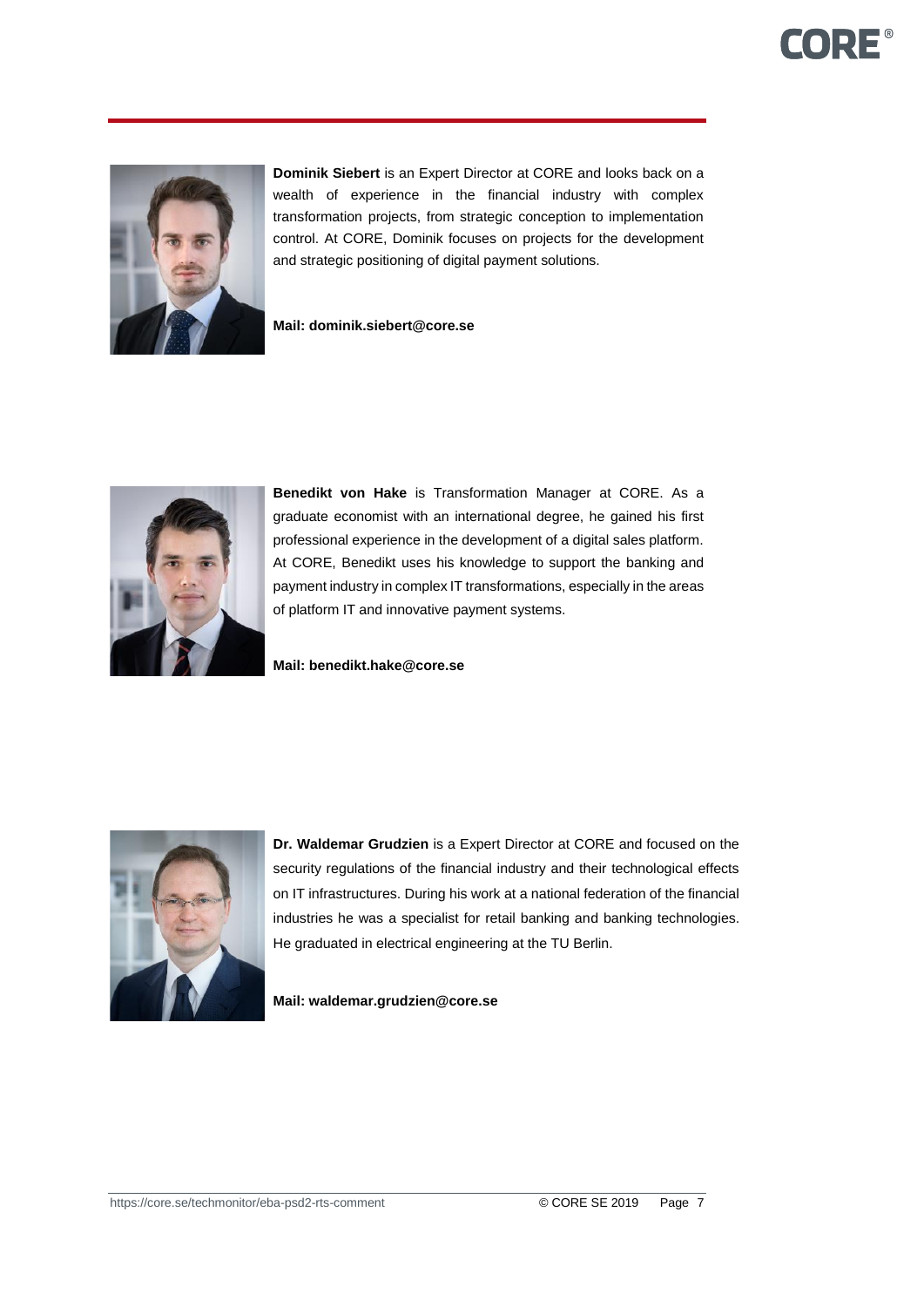**Dominik Siebert** is an Expert Director at CORE and looks back on a wealth of experience in the financial industry with complex transformation projects, from strategic conception to implementation control. At CORE, Dominik focuses on projects for the development and strategic positioning of digital payment solutions.

**Mail: dominik.siebert@core.se**

**Benedikt von Hake** is Transformation Manager at CORE. As a graduate economist with an international degree, he gained his first professional experience in the development of a digital sales platform. At CORE, Benedikt uses his knowledge to support the banking and payment industry in complex IT transformations, especially in the areas of platform IT and innovative payment systems.

**Mail: benedikt.hake@core.se**

**Dr. Waldemar Grudzien** is a Expert Director at CORE and focused on the security regulations of the financial industry and their technological effects on IT infrastructures. During his work at a national federation of the financial industries he was a specialist for retail banking and banking technologies. He graduated in electrical engineering at the TU Berlin.

**Mail: waldemar.grudzien@core.se**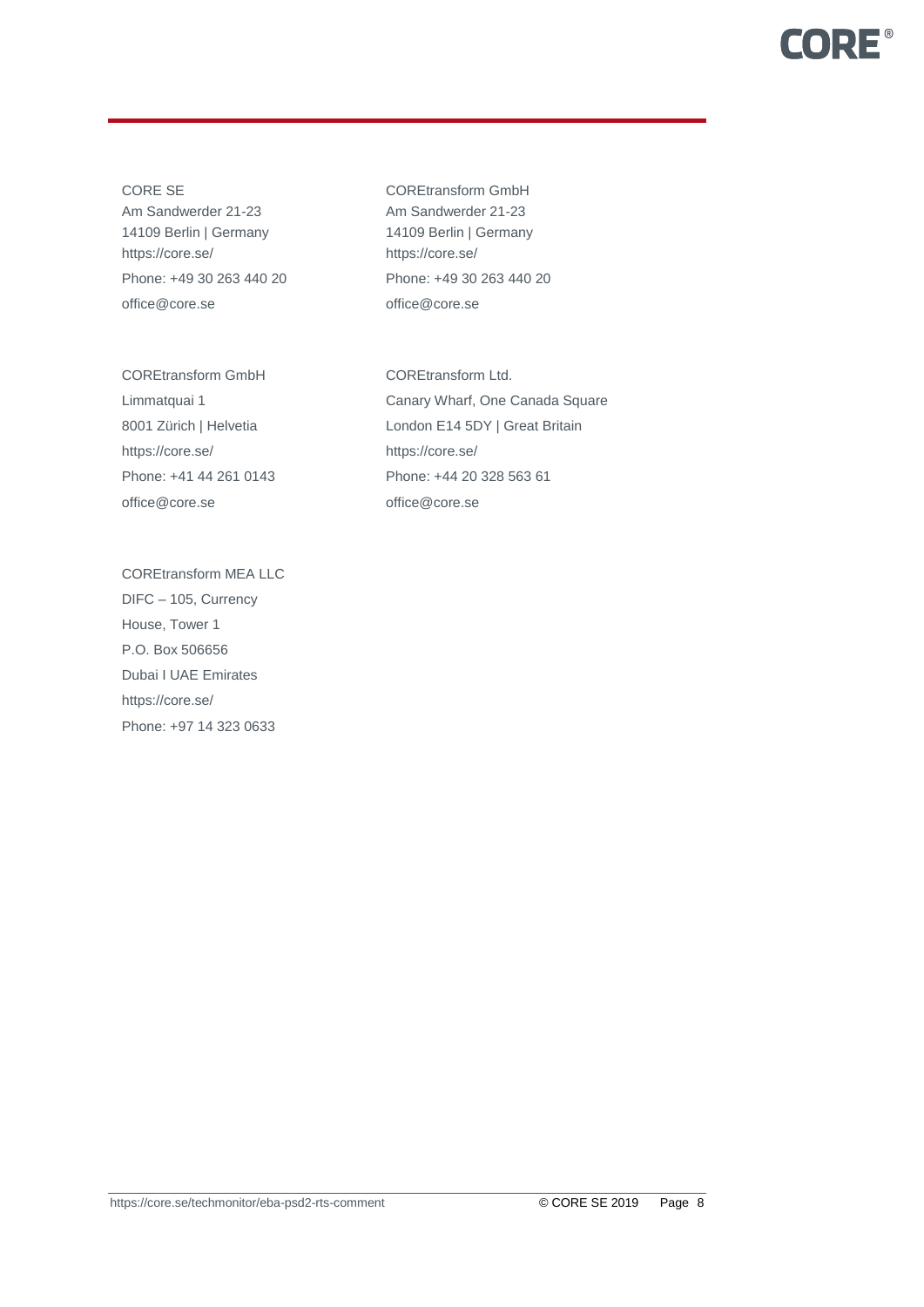CORE SE
Am Sandwerder 21-23
14109 Berlin | Germany
https://core.se/
Phone: +49 30 263 440 20
office@core.se

COREtransform GmbH
Am Sandwerder 21-23
14109 Berlin | Germany
https://core.se/
Phone: +49 30 263 440 20
office@core.se

COREtransform GmbH
Limmatquai 1
8001 Zürich | Helvetia
https://core.se/
Phone: +41 44 261 0143
office@core.se

COREtransform Ltd.
Canary Wharf, One Canada Square
London E14 5DY | Great Britain
https://core.se/
Phone: +44 20 328 563 61
office@core.se

COREtransform MEA LLC
DIFC – 105, Currency
House, Tower 1
P.O. Box 506656
Dubai I UAE Emirates
https://core.se/
Phone: +97 14 323 0633